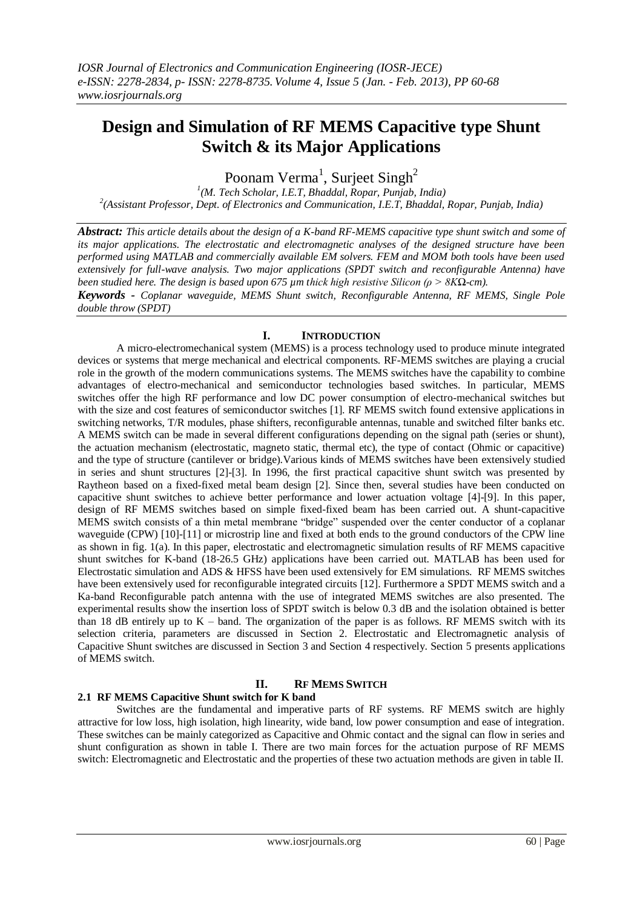# Design and Simulation of RF MEMS Capacitive type Shunt Switch & its Major Applications

Poonam Verma[1], Surjeet Singh[2]

[1](M. Tech Scholar, I.E.T, Bhaddal, Ropar, Punjab, India)
[2](Assistant Professor, Dept. of Electronics and Communication, I.E.T, Bhaddal, Ropar, Punjab, India)

***Abstract:*** *This article details about the design of a K-band RF-MEMS capacitive type shunt switch and some of its major applications. The electrostatic and electromagnetic analyses of the designed structure have been performed using MATLAB and commercially available EM solvers. FEM and MOM both tools have been used extensively for full-wave analysis. Two major applications (SPDT switch and reconfigurable Antenna) have been studied here. The design is based upon 675 µm thick high resistive Silicon (ρ > 8KΩ-cm).*

***Keywords -*** *Coplanar waveguide, MEMS Shunt switch, Reconfigurable Antenna, RF MEMS, Single Pole double throw (SPDT)*

## I. Introduction

A micro-electromechanical system (MEMS) is a process technology used to produce minute integrated devices or systems that merge mechanical and electrical components. RF-MEMS switches are playing a crucial role in the growth of the modern communications systems. The MEMS switches have the capability to combine advantages of electro-mechanical and semiconductor technologies based switches. In particular, MEMS switches offer the high RF performance and low DC power consumption of electro-mechanical switches but with the size and cost features of semiconductor switches [1]. RF MEMS switch found extensive applications in switching networks, T/R modules, phase shifters, reconfigurable antennas, tunable and switched filter banks etc. A MEMS switch can be made in several different configurations depending on the signal path (series or shunt), the actuation mechanism (electrostatic, magneto static, thermal etc), the type of contact (Ohmic or capacitive) and the type of structure (cantilever or bridge).Various kinds of MEMS switches have been extensively studied in series and shunt structures [2]-[3]. In 1996, the first practical capacitive shunt switch was presented by Raytheon based on a fixed-fixed metal beam design [2]. Since then, several studies have been conducted on capacitive shunt switches to achieve better performance and lower actuation voltage [4]-[9]. In this paper, design of RF MEMS switches based on simple fixed-fixed beam has been carried out. A shunt-capacitive MEMS switch consists of a thin metal membrane "bridge" suspended over the center conductor of a coplanar waveguide (CPW) [10]-[11] or microstrip line and fixed at both ends to the ground conductors of the CPW line as shown in fig. 1(a). In this paper, electrostatic and electromagnetic simulation results of RF MEMS capacitive shunt switches for K-band (18-26.5 GHz) applications have been carried out. MATLAB has been used for Electrostatic simulation and ADS & HFSS have been used extensively for EM simulations. RF MEMS switches have been extensively used for reconfigurable integrated circuits [12]. Furthermore a SPDT MEMS switch and a Ka-band Reconfigurable patch antenna with the use of integrated MEMS switches are also presented. The experimental results show the insertion loss of SPDT switch is below 0.3 dB and the isolation obtained is better than 18 dB entirely up to K – band. The organization of the paper is as follows. RF MEMS switch with its selection criteria, parameters are discussed in Section 2. Electrostatic and Electromagnetic analysis of Capacitive Shunt switches are discussed in Section 3 and Section 4 respectively. Section 5 presents applications of MEMS switch.

## II. Rf Mems Switch

### 2.1 RF MEMS Capacitive Shunt switch for K band

Switches are the fundamental and imperative parts of RF systems. RF MEMS switch are highly attractive for low loss, high isolation, high linearity, wide band, low power consumption and ease of integration. These switches can be mainly categorized as Capacitive and Ohmic contact and the signal can flow in series and shunt configuration as shown in table I. There are two main forces for the actuation purpose of RF MEMS switch: Electromagnetic and Electrostatic and the properties of these two actuation methods are given in table II.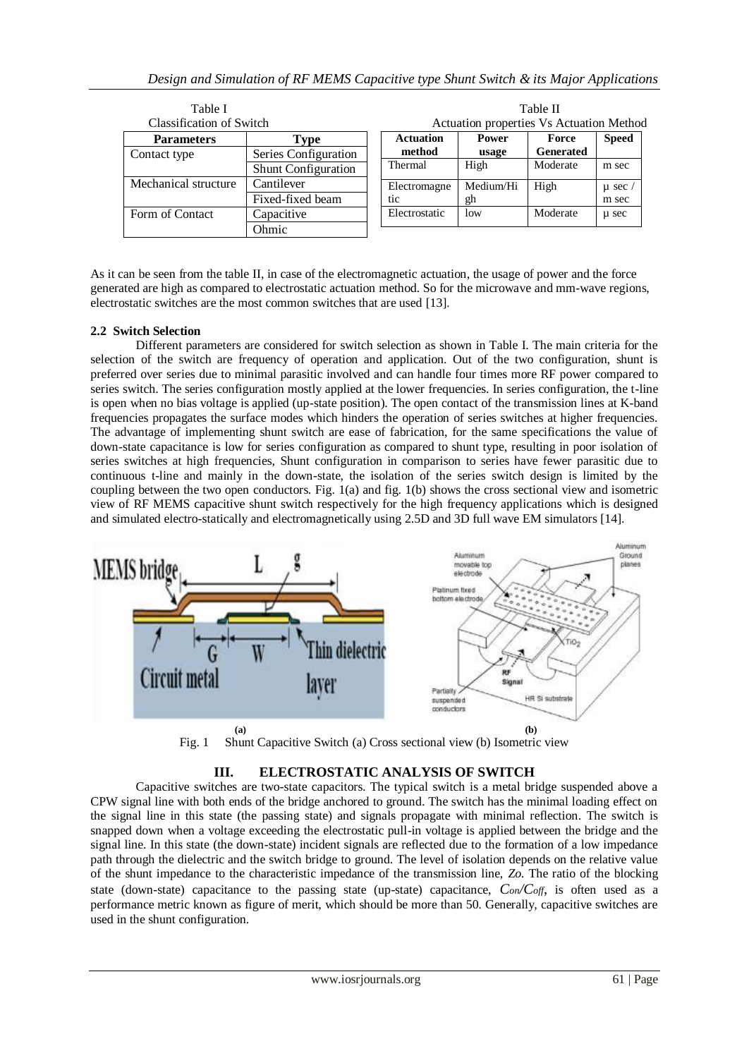Table I
Classification of Switch

| Parameters | Type |
|---|---|
| Contact type | Series Configuration |
| | Shunt Configuration |
| Mechanical structure | Cantilever |
| | Fixed-fixed beam |
| Form of Contact | Capacitive |
| | Ohmic |

Table II
Actuation properties Vs Actuation Method

| Actuation method | Power usage | Force Generated | Speed |
|---|---|---|---|
| Thermal | High | Moderate | m sec |
| Electromagnetic | Medium/High | High | μ sec / m sec |
| Electrostatic | low | Moderate | μ sec |

As it can be seen from the table II, in case of the electromagnetic actuation, the usage of power and the force generated are high as compared to electrostatic actuation method. So for the microwave and mm-wave regions, electrostatic switches are the most common switches that are used [13].

### 2.2 Switch Selection

Different parameters are considered for switch selection as shown in Table I. The main criteria for the selection of the switch are frequency of operation and application. Out of the two configuration, shunt is preferred over series due to minimal parasitic involved and can handle four times more RF power compared to series switch. The series configuration mostly applied at the lower frequencies. In series configuration, the t-line is open when no bias voltage is applied (up-state position). The open contact of the transmission lines at K-band frequencies propagates the surface modes which hinders the operation of series switches at higher frequencies. The advantage of implementing shunt switch are ease of fabrication, for the same specifications the value of down-state capacitance is low for series configuration as compared to shunt type, resulting in poor isolation of series switches at high frequencies, Shunt configuration in comparison to series have fewer parasitic due to continuous t-line and mainly in the down-state, the isolation of the series switch design is limited by the coupling between the two open conductors. Fig. 1(a) and fig. 1(b) shows the cross sectional view and isometric view of RF MEMS capacitive shunt switch respectively for the high frequency applications which is designed and simulated electro-statically and electromagnetically using 2.5D and 3D full wave EM simulators [14].

Fig. 1 Shunt Capacitive Switch (a) Cross sectional view (b) Isometric view

## III. ELECTROSTATIC ANALYSIS OF SWITCH

Capacitive switches are two-state capacitors. The typical switch is a metal bridge suspended above a CPW signal line with both ends of the bridge anchored to ground. The switch has the minimal loading effect on the signal line in this state (the passing state) and signals propagate with minimal reflection. The switch is snapped down when a voltage exceeding the electrostatic pull-in voltage is applied between the bridge and the signal line. In this state (the down-state) incident signals are reflected due to the formation of a low impedance path through the dielectric and the switch bridge to ground. The level of isolation depends on the relative value of the shunt impedance to the characteristic impedance of the transmission line, $Zo$. The ratio of the blocking state (down-state) capacitance to the passing state (up-state) capacitance, $C_{on}/C_{off}$, is often used as a performance metric known as figure of merit, which should be more than 50. Generally, capacitive switches are used in the shunt configuration.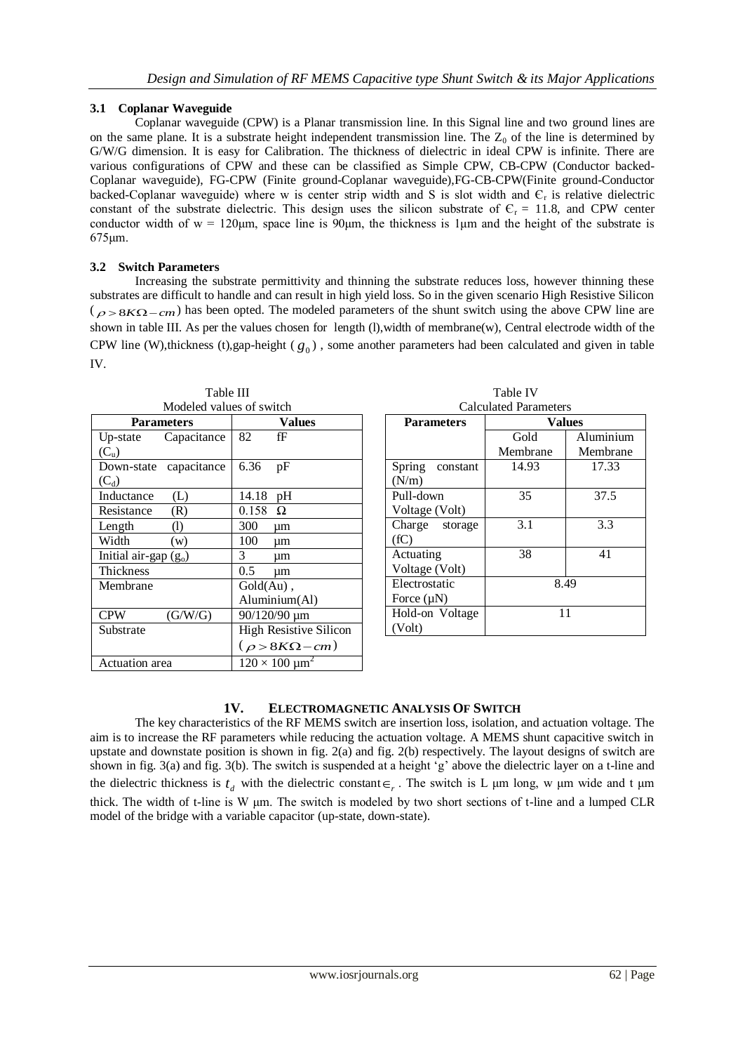### 3.1 Coplanar Waveguide

Coplanar waveguide (CPW) is a Planar transmission line. In this Signal line and two ground lines are on the same plane. It is a substrate height independent transmission line. The $Z_0$ of the line is determined by G/W/G dimension. It is easy for Calibration. The thickness of dielectric in ideal CPW is infinite. There are various configurations of CPW and these can be classified as Simple CPW, CB-CPW (Conductor backed-Coplanar waveguide), FG-CPW (Finite ground-Coplanar waveguide),FG-CB-CPW(Finite ground-Conductor backed-Coplanar waveguide) where w is center strip width and S is slot width and $\epsilon_r$ is relative dielectric constant of the substrate dielectric. This design uses the silicon substrate of $\epsilon_r$ = 11.8, and CPW center conductor width of w = 120μm, space line is 90μm, the thickness is 1μm and the height of the substrate is 675μm.

### 3.2 Switch Parameters

Increasing the substrate permittivity and thinning the substrate reduces loss, however thinning these substrates are difficult to handle and can result in high yield loss. So in the given scenario High Resistive Silicon ($\rho > 8K\Omega - cm$) has been opted. The modeled parameters of the shunt switch using the above CPW line are shown in table III. As per the values chosen for length (l),width of membrane(w), Central electrode width of the CPW line (W),thickness (t),gap-height ($g_0$) , some another parameters had been calculated and given in table IV.

Table III
Modeled values of switch

| Parameters | Values |
|---|---|
| Up-state Capacitance ($C_u$) | 82 fF |
| Down-state capacitance ($C_d$) | 6.36 pF |
| Inductance (L) | 14.18 pH |
| Resistance (R) | 0.158 Ω |
| Length (l) | 300 μm |
| Width (w) | 100 μm |
| Initial air-gap ($g_o$) | 3 μm |
| Thickness | 0.5 μm |
| Membrane | Gold(Au) , Aluminium(Al) |
| CPW (G/W/G) | 90/120/90 μm |
| Substrate | High Resistive Silicon ($\rho > 8K\Omega - cm$) |
| Actuation area | $120 \times 100$ μm$^2$ |

Table IV
Calculated Parameters

| Parameters | Values | |
|---|---|---|
| | Gold Membrane | Aluminium Membrane |
| Spring constant (N/m) | 14.93 | 17.33 |
| Pull-down Voltage (Volt) | 35 | 37.5 |
| Charge storage (fC) | 3.1 | 3.3 |
| Actuating Voltage (Volt) | 38 | 41 |
| Electrostatic Force (μN) | 8.49 | |
| Hold-on Voltage (Volt) | 11 | |

## 1V. ELECTROMAGNETIC ANALYSIS OF SWITCH

The key characteristics of the RF MEMS switch are insertion loss, isolation, and actuation voltage. The aim is to increase the RF parameters while reducing the actuation voltage. A MEMS shunt capacitive switch in upstate and downstate position is shown in fig. 2(a) and fig. 2(b) respectively. The layout designs of switch are shown in fig. 3(a) and fig. 3(b). The switch is suspended at a height 'g' above the dielectric layer on a t-line and the dielectric thickness is $t_d$ with the dielectric constant $\in_r$ . The switch is L μm long, w μm wide and t μm thick. The width of t-line is W μm. The switch is modeled by two short sections of t-line and a lumped CLR model of the bridge with a variable capacitor (up-state, down-state).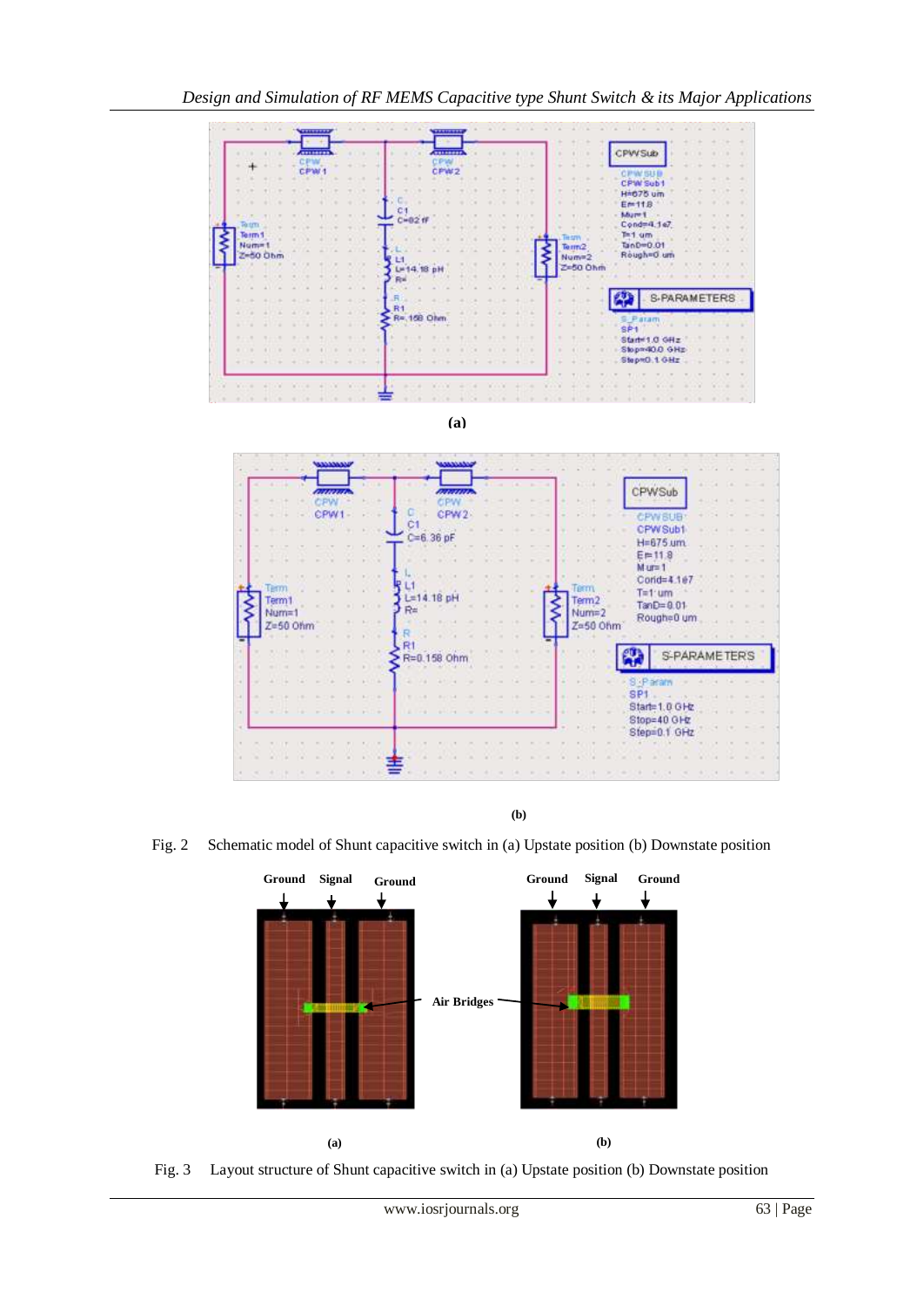(a)

(b)

Fig. 2 Schematic model of Shunt capacitive switch in (a) Upstate position (b) Downstate position

(a) (b)

Fig. 3 Layout structure of Shunt capacitive switch in (a) Upstate position (b) Downstate position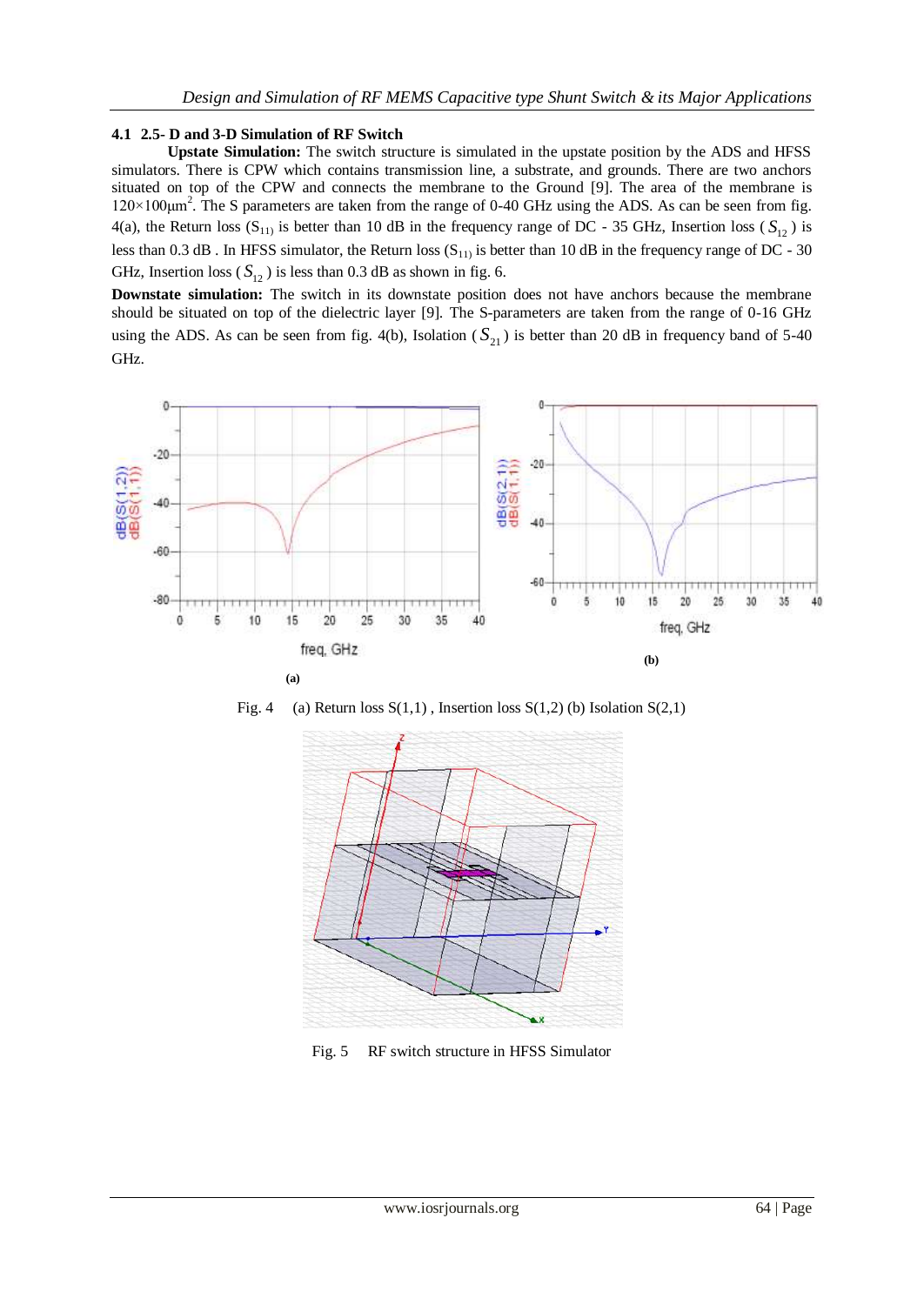### 4.1 2.5- D and 3-D Simulation of RF Switch

**Upstate Simulation:** The switch structure is simulated in the upstate position by the ADS and HFSS simulators. There is CPW which contains transmission line, a substrate, and grounds. There are two anchors situated on top of the CPW and connects the membrane to the Ground [9]. The area of the membrane is $120\times100\mu m^2$. The S parameters are taken from the range of 0-40 GHz using the ADS. As can be seen from fig. 4(a), the Return loss ($S_{11}$) is better than 10 dB in the frequency range of DC - 35 GHz, Insertion loss ($S_{12}$) is less than 0.3 dB . In HFSS simulator, the Return loss ($S_{11}$) is better than 10 dB in the frequency range of DC - 30 GHz, Insertion loss ($S_{12}$) is less than 0.3 dB as shown in fig. 6.

**Downstate simulation:** The switch in its downstate position does not have anchors because the membrane should be situated on top of the dielectric layer [9]. The S-parameters are taken from the range of 0-16 GHz using the ADS. As can be seen from fig. 4(b), Isolation ($S_{21}$) is better than 20 dB in frequency band of 5-40 GHz.

Fig. 4 (a) Return loss S(1,1) , Insertion loss S(1,2) (b) Isolation S(2,1)

Fig. 5 RF switch structure in HFSS Simulator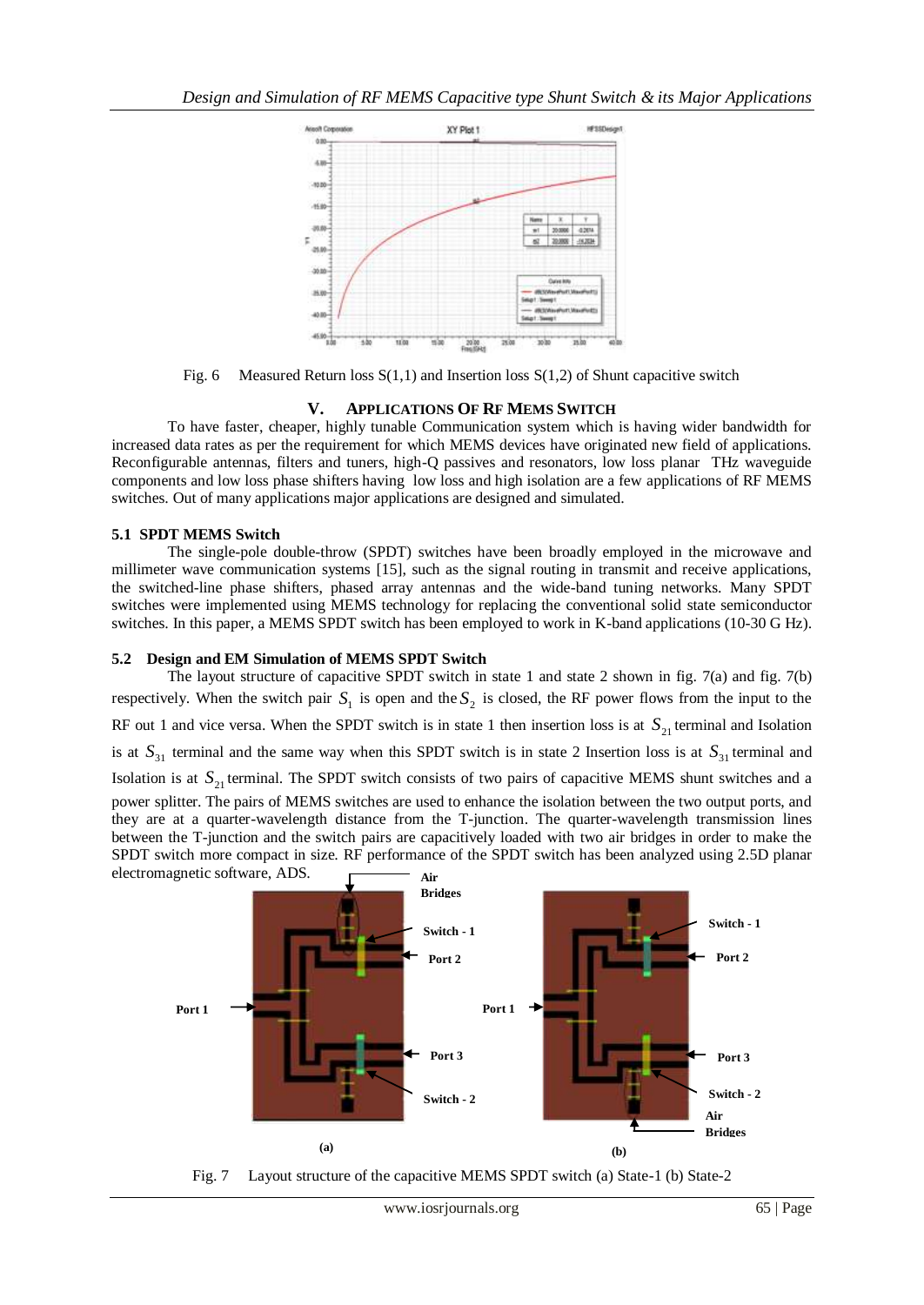Fig. 6 Measured Return loss S(1,1) and Insertion loss S(1,2) of Shunt capacitive switch

## V. APPLICATIONS OF RF MEMS SWITCH

To have faster, cheaper, highly tunable Communication system which is having wider bandwidth for increased data rates as per the requirement for which MEMS devices have originated new field of applications. Reconfigurable antennas, filters and tuners, high-Q passives and resonators, low loss planar THz waveguide components and low loss phase shifters having low loss and high isolation are a few applications of RF MEMS switches. Out of many applications major applications are designed and simulated.

### 5.1 SPDT MEMS Switch

The single-pole double-throw (SPDT) switches have been broadly employed in the microwave and millimeter wave communication systems [15], such as the signal routing in transmit and receive applications, the switched-line phase shifters, phased array antennas and the wide-band tuning networks. Many SPDT switches were implemented using MEMS technology for replacing the conventional solid state semiconductor switches. In this paper, a MEMS SPDT switch has been employed to work in K-band applications (10-30 G Hz).

### 5.2 Design and EM Simulation of MEMS SPDT Switch

The layout structure of capacitive SPDT switch in state 1 and state 2 shown in fig. 7(a) and fig. 7(b) respectively. When the switch pair $S_1$ is open and the $S_2$ is closed, the RF power flows from the input to the RF out 1 and vice versa. When the SPDT switch is in state 1 then insertion loss is at $S_{21}$ terminal and Isolation is at $S_{31}$ terminal and the same way when this SPDT switch is in state 2 Insertion loss is at $S_{31}$ terminal and Isolation is at $S_{21}$ terminal. The SPDT switch consists of two pairs of capacitive MEMS shunt switches and a power splitter. The pairs of MEMS switches are used to enhance the isolation between the two output ports, and they are at a quarter-wavelength distance from the T-junction. The quarter-wavelength transmission lines between the T-junction and the switch pairs are capacitively loaded with two air bridges in order to make the SPDT switch more compact in size. RF performance of the SPDT switch has been analyzed using 2.5D planar electromagnetic software, ADS.

Fig. 7 Layout structure of the capacitive MEMS SPDT switch (a) State-1 (b) State-2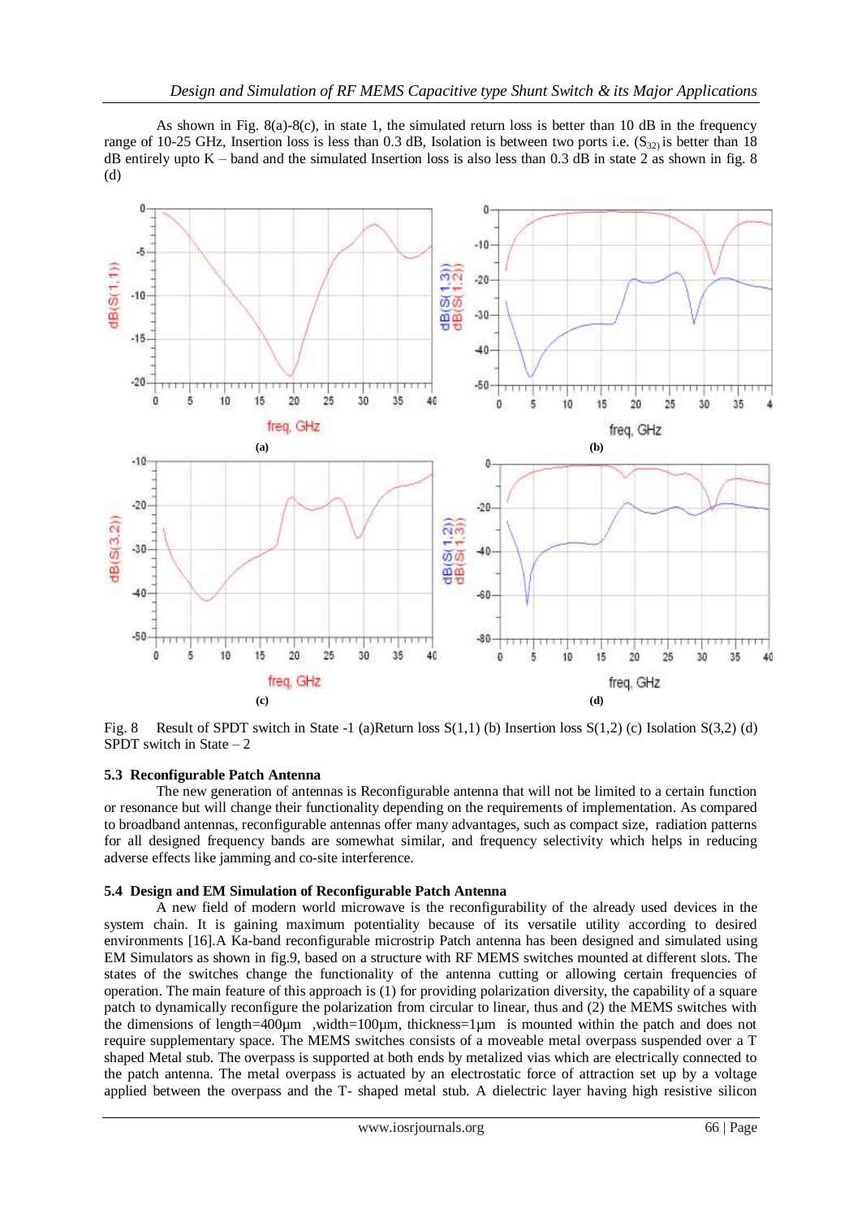As shown in Fig. 8(a)-8(c), in state 1, the simulated return loss is better than 10 dB in the frequency range of 10-25 GHz, Insertion loss is less than 0.3 dB, Isolation is between two ports i.e. ($S_{32}$) is better than 18 dB entirely upto K – band and the simulated Insertion loss is also less than 0.3 dB in state 2 as shown in fig. 8 (d)

Fig. 8 Result of SPDT switch in State -1 (a)Return loss S(1,1) (b) Insertion loss S(1,2) (c) Isolation S(3,2) (d) SPDT switch in State – 2

### 5.3 Reconfigurable Patch Antenna

The new generation of antennas is Reconfigurable antenna that will not be limited to a certain function or resonance but will change their functionality depending on the requirements of implementation. As compared to broadband antennas, reconfigurable antennas offer many advantages, such as compact size, radiation patterns for all designed frequency bands are somewhat similar, and frequency selectivity which helps in reducing adverse effects like jamming and co-site interference.

### 5.4 Design and EM Simulation of Reconfigurable Patch Antenna

A new field of modern world microwave is the reconfigurability of the already used devices in the system chain. It is gaining maximum potentiality because of its versatile utility according to desired environments [16].A Ka-band reconfigurable microstrip Patch antenna has been designed and simulated using EM Simulators as shown in fig.9, based on a structure with RF MEMS switches mounted at different slots. The states of the switches change the functionality of the antenna cutting or allowing certain frequencies of operation. The main feature of this approach is (1) for providing polarization diversity, the capability of a square patch to dynamically reconfigure the polarization from circular to linear, thus and (2) the MEMS switches with the dimensions of length=400µm ,width=100µm, thickness=1µm is mounted within the patch and does not require supplementary space. The MEMS switches consists of a moveable metal overpass suspended over a T shaped Metal stub. The overpass is supported at both ends by metalized vias which are electrically connected to the patch antenna. The metal overpass is actuated by an electrostatic force of attraction set up by a voltage applied between the overpass and the T- shaped metal stub. A dielectric layer having high resistive silicon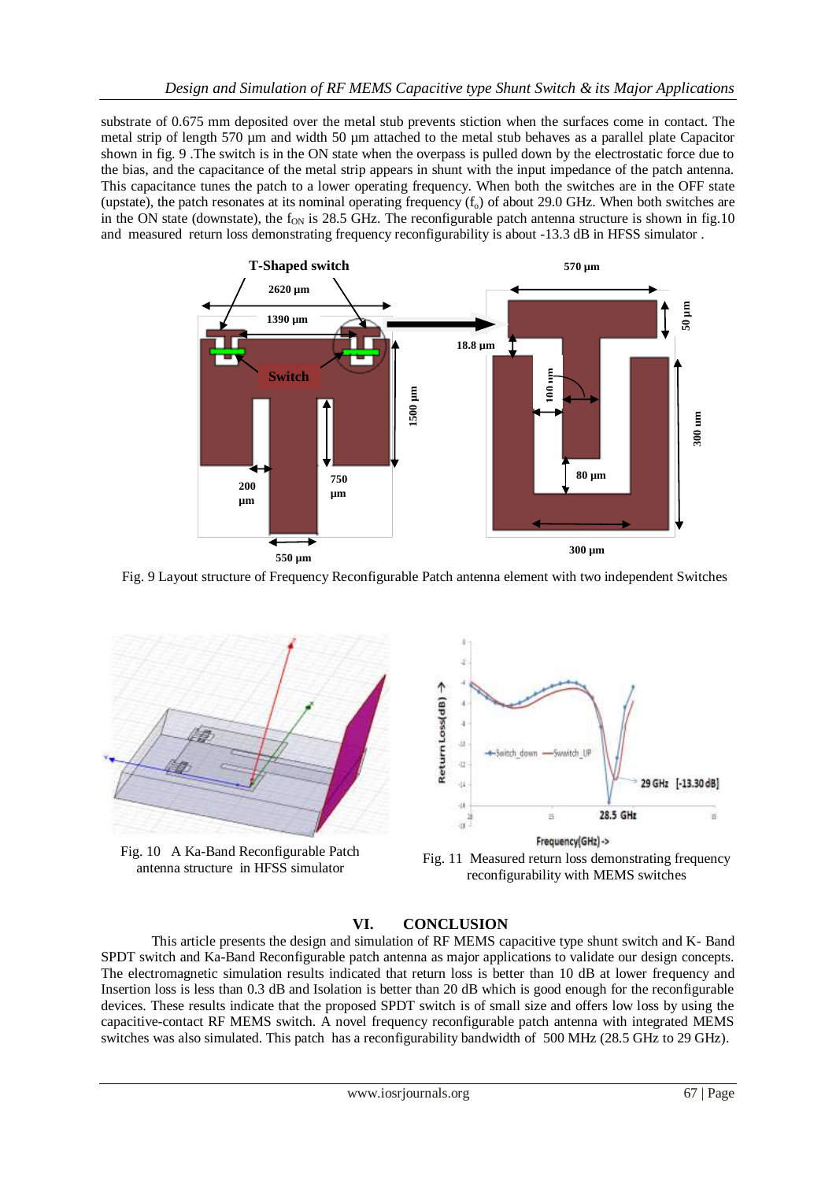substrate of 0.675 mm deposited over the metal stub prevents stiction when the surfaces come in contact. The metal strip of length 570 µm and width 50 µm attached to the metal stub behaves as a parallel plate Capacitor shown in fig. 9 .The switch is in the ON state when the overpass is pulled down by the electrostatic force due to the bias, and the capacitance of the metal strip appears in shunt with the input impedance of the patch antenna. This capacitance tunes the patch to a lower operating frequency. When both the switches are in the OFF state (upstate), the patch resonates at its nominal operating frequency ($f_o$) of about 29.0 GHz. When both switches are in the ON state (downstate), the $f_{ON}$ is 28.5 GHz. The reconfigurable patch antenna structure is shown in fig.10 and measured return loss demonstrating frequency reconfigurability is about -13.3 dB in HFSS simulator .

Fig. 9 Layout structure of Frequency Reconfigurable Patch antenna element with two independent Switches

Fig. 10 A Ka-Band Reconfigurable Patch antenna structure in HFSS simulator

Fig. 11 Measured return loss demonstrating frequency reconfigurability with MEMS switches

## VI. CONCLUSION

This article presents the design and simulation of RF MEMS capacitive type shunt switch and K- Band SPDT switch and Ka-Band Reconfigurable patch antenna as major applications to validate our design concepts. The electromagnetic simulation results indicated that return loss is better than 10 dB at lower frequency and Insertion loss is less than 0.3 dB and Isolation is better than 20 dB which is good enough for the reconfigurable devices. These results indicate that the proposed SPDT switch is of small size and offers low loss by using the capacitive-contact RF MEMS switch. A novel frequency reconfigurable patch antenna with integrated MEMS switches was also simulated. This patch has a reconfigurability bandwidth of 500 MHz (28.5 GHz to 29 GHz).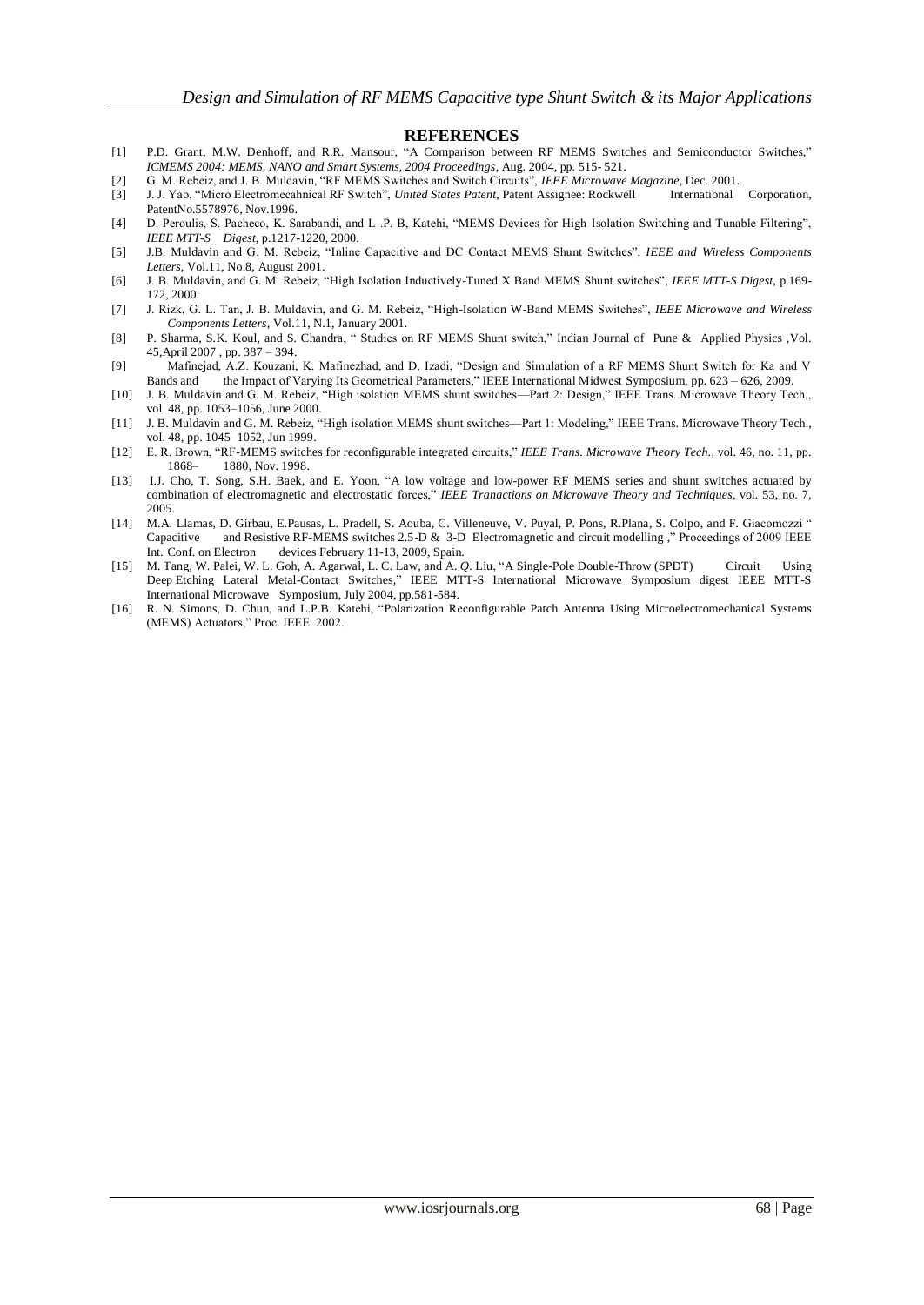## REFERENCES

[1] P.D. Grant, M.W. Denhoff, and R.R. Mansour, "A Comparison between RF MEMS Switches and Semiconductor Switches," *ICMEMS 2004: MEMS, NANO and Smart Systems, 2004 Proceedings*, Aug. 2004, pp. 515- 521.

[2] G. M. Rebeiz, and J. B. Muldavin, "RF MEMS Switches and Switch Circuits", *IEEE Microwave Magazine*, Dec. 2001.

[3] J. J. Yao, "Micro Electromecahnical RF Switch", *United States Patent*, Patent Assignee: Rockwell International Corporation, PatentNo.5578976, Nov.1996.

[4] D. Peroulis, S. Pacheco, K. Sarabandi, and L .P. B, Katehi, "MEMS Devices for High Isolation Switching and Tunable Filtering", *IEEE MTT-S Digest*, p.1217-1220, 2000.

[5] J.B. Muldavin and G. M. Rebeiz, "Inline Capacitive and DC Contact MEMS Shunt Switches", *IEEE and Wireless Components Letters*, Vol.11, No.8, August 2001.

[6] J. B. Muldavin, and G. M. Rebeiz, "High Isolation Inductively-Tuned X Band MEMS Shunt switches", *IEEE MTT-S Digest*, p.169-172, 2000.

[7] J. Rizk, G. L. Tan, J. B. Muldavin, and G. M. Rebeiz, "High-Isolation W-Band MEMS Switches", *IEEE Microwave and Wireless Components Letters*, Vol.11, N.1, January 2001.

[8] P. Sharma, S.K. Koul, and S. Chandra, " Studies on RF MEMS Shunt switch," Indian Journal of Pune & Applied Physics ,Vol. 45,April 2007 , pp. 387 – 394.

[9] Mafinejad, A.Z. Kouzani, K. Mafinezhad, and D. Izadi, "Design and Simulation of a RF MEMS Shunt Switch for Ka and V Bands and the Impact of Varying Its Geometrical Parameters," IEEE International Midwest Symposium, pp. 623 – 626, 2009.

[10] J. B. Muldavin and G. M. Rebeiz, "High isolation MEMS shunt switches—Part 2: Design," IEEE Trans. Microwave Theory Tech., vol. 48, pp. 1053–1056, June 2000.

[11] J. B. Muldavin and G. M. Rebeiz, "High isolation MEMS shunt switches—Part 1: Modeling," IEEE Trans. Microwave Theory Tech., vol. 48, pp. 1045–1052, Jun 1999.

[12] E. R. Brown, "RF-MEMS switches for reconfigurable integrated circuits," *IEEE Trans. Microwave Theory Tech.*, vol. 46, no. 11, pp. 1868– 1880, Nov. 1998.

[13] I.J. Cho, T. Song, S.H. Baek, and E. Yoon, "A low voltage and low-power RF MEMS series and shunt switches actuated by combination of electromagnetic and electrostatic forces," *IEEE Tranactions on Microwave Theory and Techniques*, vol. 53, no. 7, 2005.

[14] M.A. Llamas, D. Girbau, E.Pausas, L. Pradell, S. Aouba, C. Villeneuve, V. Puyal, P. Pons, R.Plana, S. Colpo, and F. Giacomozzi " Capacitive and Resistive RF-MEMS switches 2.5-D & 3-D Electromagnetic and circuit modelling ," Proceedings of 2009 IEEE Int. Conf. on Electron devices February 11-13, 2009, Spain.

[15] M. Tang, W. Palei, W. L. Goh, A. Agarwal, L. C. Law, and A. Q. Liu, "A Single-Pole Double-Throw (SPDT) Circuit Using Deep Etching Lateral Metal-Contact Switches," IEEE MTT-S International Microwave Symposium digest IEEE MTT-S International Microwave Symposium, July 2004, pp.581-584.

[16] R. N. Simons, D. Chun, and L.P.B. Katehi, "Polarization Reconfigurable Patch Antenna Using Microelectromechanical Systems (MEMS) Actuators," Proc. IEEE. 2002.